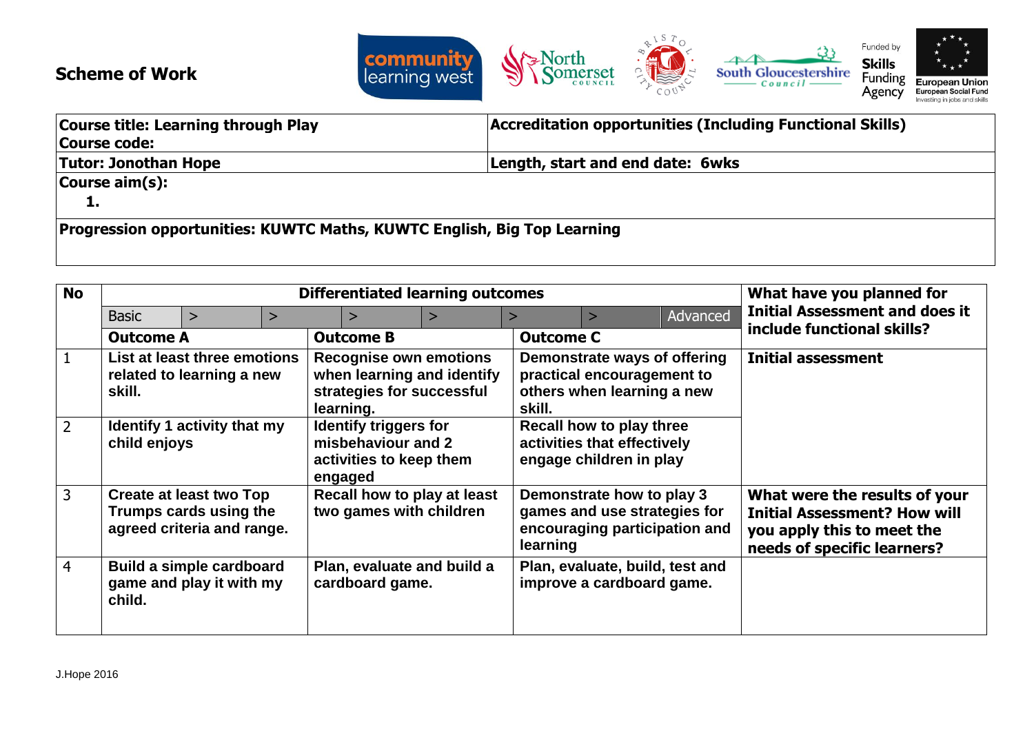# Scheme of Work

| Course title: Learning through Play<br>Course code: | Accreditation opportunities (Including Functional Skills) |
|---|---|
| **Tutor: Jonothan Hope** | **Length, start and end date: 6wks** |
| **Course aim(s):**<br>**1.** | |
| **Progression opportunities: KUWTC Maths, KUWTC English, Big Top Learning** | |

| No | Differentiated learning outcomes | | | What have you planned for Initial Assessment and does it include functional skills? |
|---|---|---|---|---|
| | Basic > > > > > > Advanced | | | |
| | **Outcome A** | **Outcome B** | **Outcome C** | |
| 1 | **List at least three emotions related to learning a new skill.** | **Recognise own emotions when learning and identify strategies for successful learning.** | **Demonstrate ways of offering practical encouragement to others when learning a new skill.** | **Initial assessment** |
| 2 | **Identify 1 activity that my child enjoys** | **Identify triggers for misbehaviour and 2 activities to keep them engaged** | **Recall how to play three activities that effectively engage children in play** | |
| 3 | **Create at least two Top Trumps cards using the agreed criteria and range.** | **Recall how to play at least two games with children** | **Demonstrate how to play 3 games and use strategies for encouraging participation and learning** | **What were the results of your Initial Assessment? How will you apply this to meet the needs of specific learners?** |
| 4 | **Build a simple cardboard game and play it with my child.** | **Plan, evaluate and build a cardboard game.** | **Plan, evaluate, build, test and improve a cardboard game.** | |

J.Hope 2016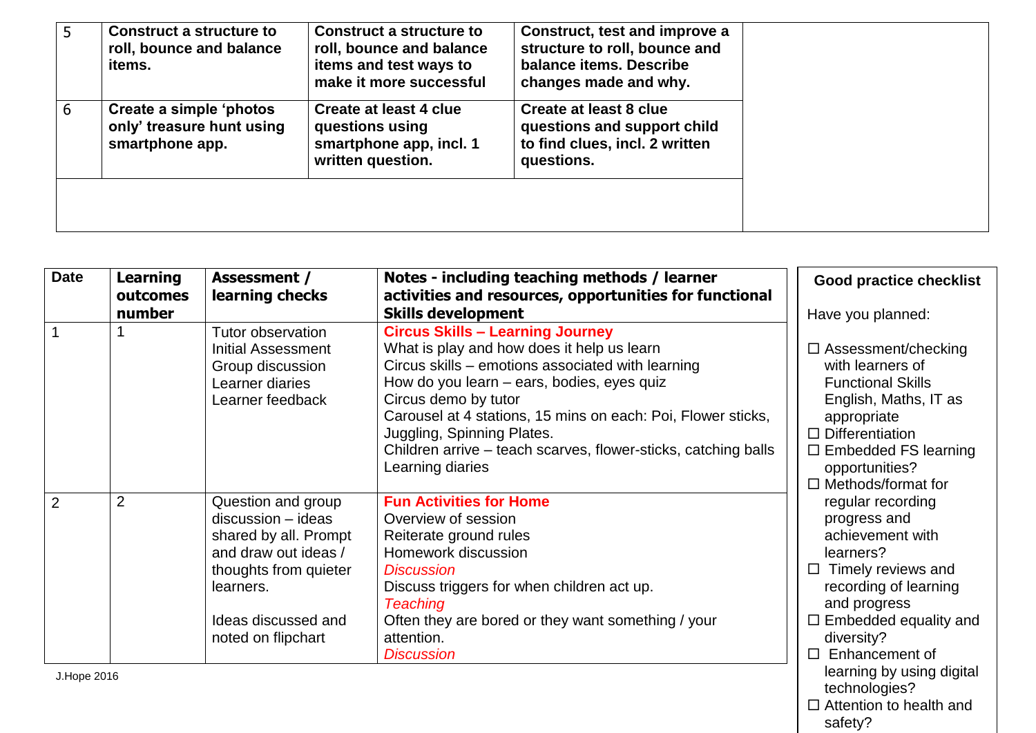| | | | | |
|---|---|---|---|---|
| 5 | **Construct a structure to roll, bounce and balance items.** | **Construct a structure to roll, bounce and balance items and test ways to make it more successful** | **Construct, test and improve a structure to roll, bounce and balance items. Describe changes made and why.** | |
| 6 | **Create a simple 'photos only' treasure hunt using smartphone app.** | **Create at least 4 clue questions using smartphone app, incl. 1 written question.** | **Create at least 8 clue questions and support child to find clues, incl. 2 written questions.** | |
| | | | | |

| Date | Learning outcomes number | Assessment / learning checks | Notes - including teaching methods / learner activities and resources, opportunities for functional Skills development |
|---|---|---|---|
| 1 | 1 | Tutor observation<br>Initial Assessment<br>Group discussion<br>Learner diaries<br>Learner feedback | **Circus Skills – Learning Journey**<br>What is play and how does it help us learn<br>Circus skills – emotions associated with learning<br>How do you learn – ears, bodies, eyes quiz<br>Circus demo by tutor<br>Carousel at 4 stations, 15 mins on each: Poi, Flower sticks, Juggling, Spinning Plates.<br>Children arrive – teach scarves, flower-sticks, catching balls<br>Learning diaries |
| 2 | 2 | Question and group discussion – ideas shared by all. Prompt and draw out ideas / thoughts from quieter learners.<br><br>Ideas discussed and noted on flipchart | **Fun Activities for Home**<br>Overview of session<br>Reiterate ground rules<br>Homework discussion<br>*Discussion*<br>Discuss triggers for when children act up.<br>*Teaching*<br>Often they are bored or they want something / your attention.<br>*Discussion* |

**Good practice checklist**

Have you planned:

- ☐ Assessment/checking with learners of Functional Skills English, Maths, IT as appropriate
- ☐ Differentiation
- ☐ Embedded FS learning opportunities?
- ☐ Methods/format for regular recording progress and achievement with learners?
- ☐ Timely reviews and recording of learning and progress
- ☐ Embedded equality and diversity?
- ☐ Enhancement of learning by using digital technologies?
- ☐ Attention to health and safety?

J.Hope 2016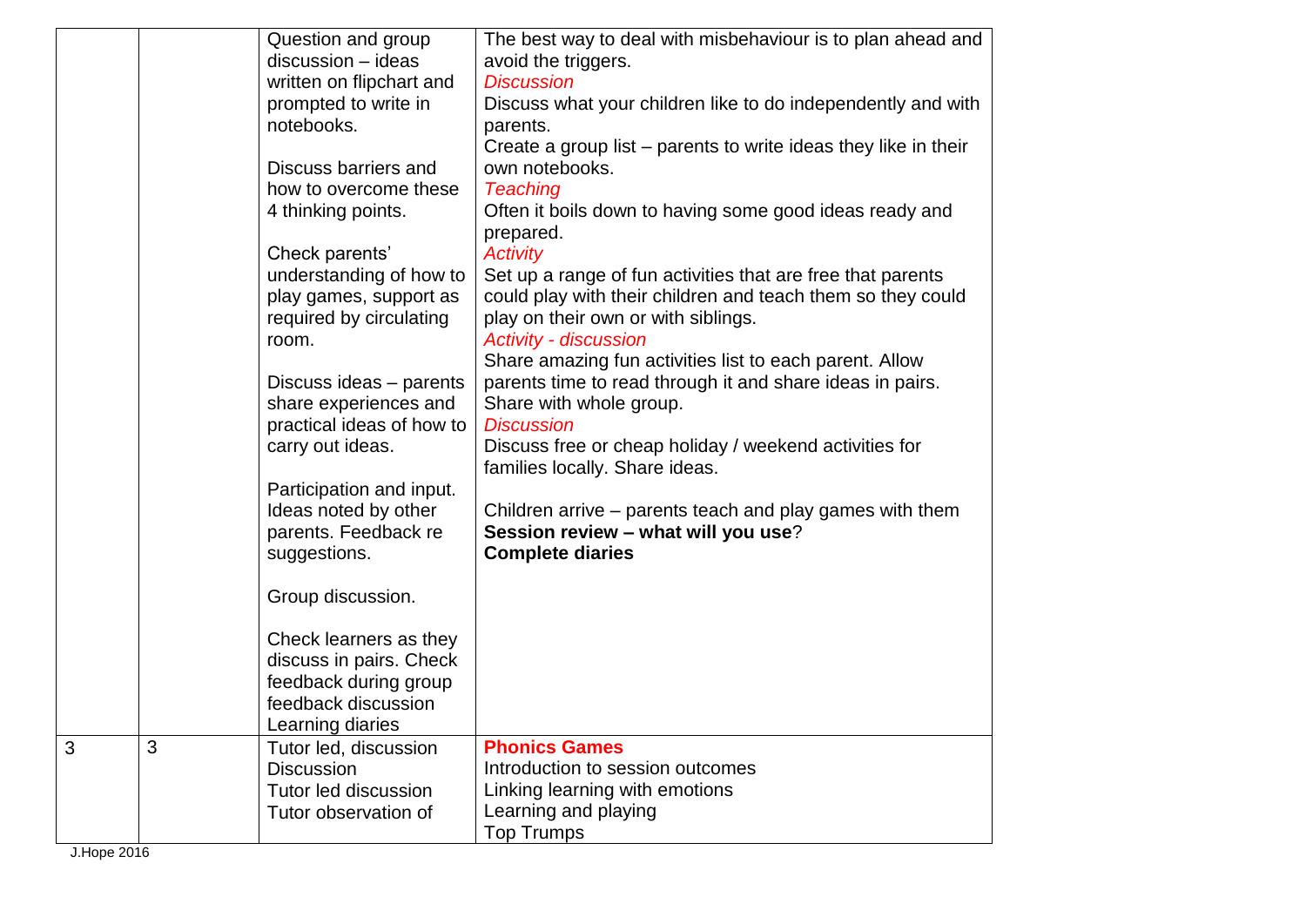| | | | |
|---|---|---|---|
| | | Question and group discussion – ideas written on flipchart and prompted to write in notebooks.<br><br>Discuss barriers and how to overcome these 4 thinking points.<br><br>Check parents' understanding of how to play games, support as required by circulating room.<br><br>Discuss ideas – parents share experiences and practical ideas of how to carry out ideas.<br><br>Participation and input. Ideas noted by other parents. Feedback re suggestions.<br><br>Group discussion.<br><br>Check learners as they discuss in pairs. Check feedback during group feedback discussion<br>Learning diaries | The best way to deal with misbehaviour is to plan ahead and avoid the triggers.<br>*Discussion*<br>Discuss what your children like to do independently and with parents.<br>Create a group list – parents to write ideas they like in their own notebooks.<br>*Teaching*<br>Often it boils down to having some good ideas ready and prepared.<br>*Activity*<br>Set up a range of fun activities that are free that parents could play with their children and teach them so they could play on their own or with siblings.<br>*Activity - discussion*<br>Share amazing fun activities list to each parent. Allow parents time to read through it and share ideas in pairs. Share with whole group.<br>*Discussion*<br>Discuss free or cheap holiday / weekend activities for families locally. Share ideas.<br><br>Children arrive – parents teach and play games with them<br>**Session review – what will you use**?<br>**Complete diaries** |
| 3 | 3 | Tutor led, discussion<br>Discussion<br>Tutor led discussion<br>Tutor observation of | **Phonics Games**<br>Introduction to session outcomes<br>Linking learning with emotions<br>Learning and playing<br>Top Trumps |

J.Hope 2016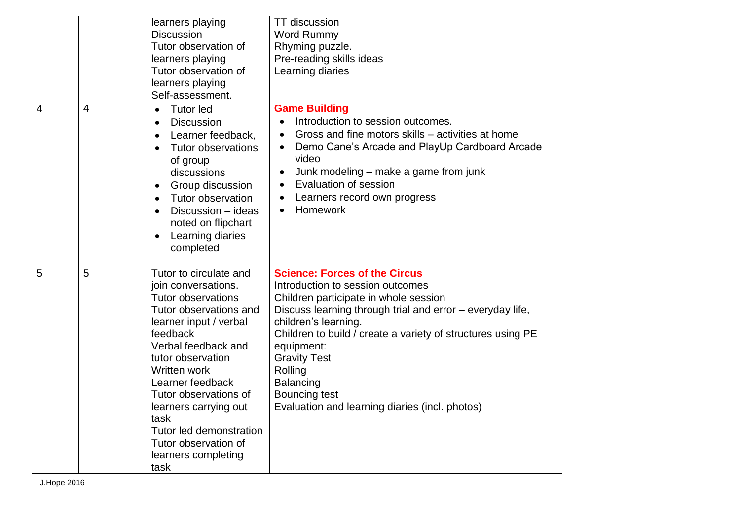| | | | |
|---|---|---|---|
| | | learners playing<br>Discussion<br>Tutor observation of learners playing<br>Tutor observation of learners playing<br>Self-assessment. | TT discussion<br>Word Rummy<br>Rhyming puzzle.<br>Pre-reading skills ideas<br>Learning diaries |
| 4 | 4 | • Tutor led<br>• Discussion<br>• Learner feedback,<br>• Tutor observations of group discussions<br>• Group discussion<br>• Tutor observation<br>• Discussion – ideas noted on flipchart<br>• Learning diaries completed | **Game Building**<br>• Introduction to session outcomes.<br>• Gross and fine motors skills – activities at home<br>• Demo Cane's Arcade and PlayUp Cardboard Arcade video<br>• Junk modeling – make a game from junk<br>• Evaluation of session<br>• Learners record own progress<br>• Homework |
| 5 | 5 | Tutor to circulate and join conversations.<br>Tutor observations<br>Tutor observations and learner input / verbal feedback<br>Verbal feedback and tutor observation<br>Written work<br>Learner feedback<br>Tutor observations of learners carrying out task<br>Tutor led demonstration<br>Tutor observation of learners completing task | **Science: Forces of the Circus**<br>Introduction to session outcomes<br>Children participate in whole session<br>Discuss learning through trial and error – everyday life, children's learning.<br>Children to build / create a variety of structures using PE equipment:<br>Gravity Test<br>Rolling<br>Balancing<br>Bouncing test<br>Evaluation and learning diaries (incl. photos) |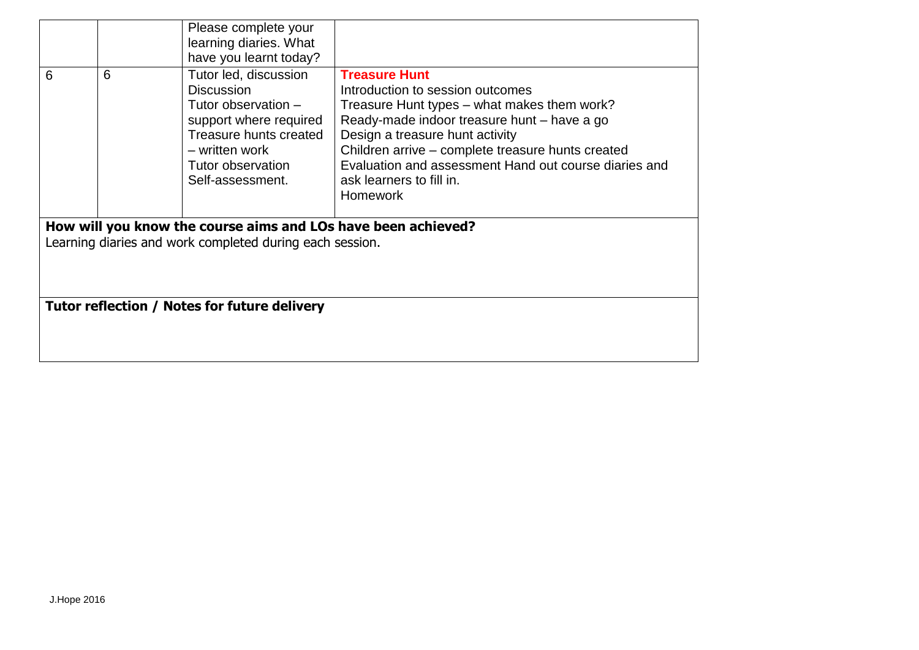| | | | |
|---|---|---|---|
| | | Please complete your learning diaries. What have you learnt today? | |
| 6 | 6 | Tutor led, discussion<br>Discussion<br>Tutor observation – support where required<br>Treasure hunts created – written work<br>Tutor observation<br>Self-assessment. | **Treasure Hunt**<br>Introduction to session outcomes<br>Treasure Hunt types – what makes them work?<br>Ready-made indoor treasure hunt – have a go<br>Design a treasure hunt activity<br>Children arrive – complete treasure hunts created<br>Evaluation and assessment Hand out course diaries and ask learners to fill in.<br>Homework |

**How will you know the course aims and LOs have been achieved?**

Learning diaries and work completed during each session.

**Tutor reflection / Notes for future delivery**

J.Hope 2016